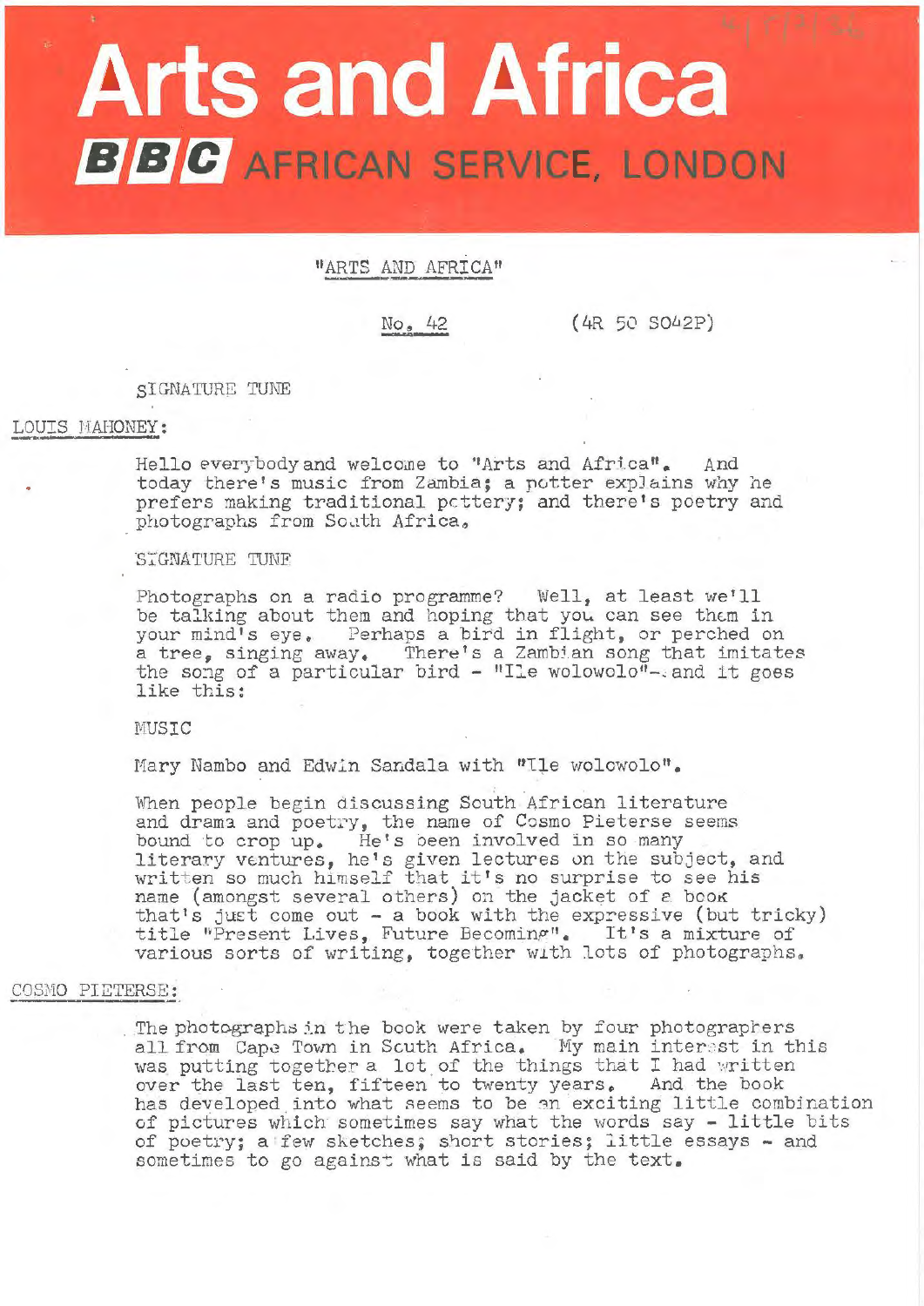# Arts and Africa

## BBC AFRICAN SERVICE, LONDON

"ARTS AND AFRICA"

No. 42 (4R 50 SO42P)

SIGNATURE TUNE

LOUIS MAHONEY:

Hello everybody and welcome to "Arts and Africa". And today there's music from Zambia; a potter explains why he prefers making traditional pottery; and there's poetry and photographs from South Africa.

SIGNATURE TUNE

Photographs on a radio programme? Well, at least we'll be talking about them and hoping that you can see them in your mind's eye. Perhaps a bird in flight, or perched on a tree, singing away. There's a Zambian song that imitates the song of a particular bird - "Ile wolowolo" - and it goes like this:

MUSIC

Mary Nambo and Edwin Sandala with "Ile wolowolo".

When people begin discussing South African literature and drama and poetry, the name of Cosmo Pieterse seems bound to crop up. He's been involved in so many literary ventures, he's given lectures on the subject, and written so much himself that it's no surprise to see his name (amongst several others) on the jacket of a book that's just come out - a book with the expressive (but tricky) title "Present Lives, Future Becoming". It's a mixture of various sorts of writing, together with lots of photographs.

COSMO PIETERSE:

The photographs in the book were taken by four photographers all from Cape Town in South Africa. My main interest in this was putting together a lot of the things that I had written over the last ten, fifteen to twenty years. And the book has developed into what seems to be an exciting little combination of pictures which sometimes say what the words say - little bits of poetry; a few sketches; short stories; little essays - and sometimes to go against what is said by the text.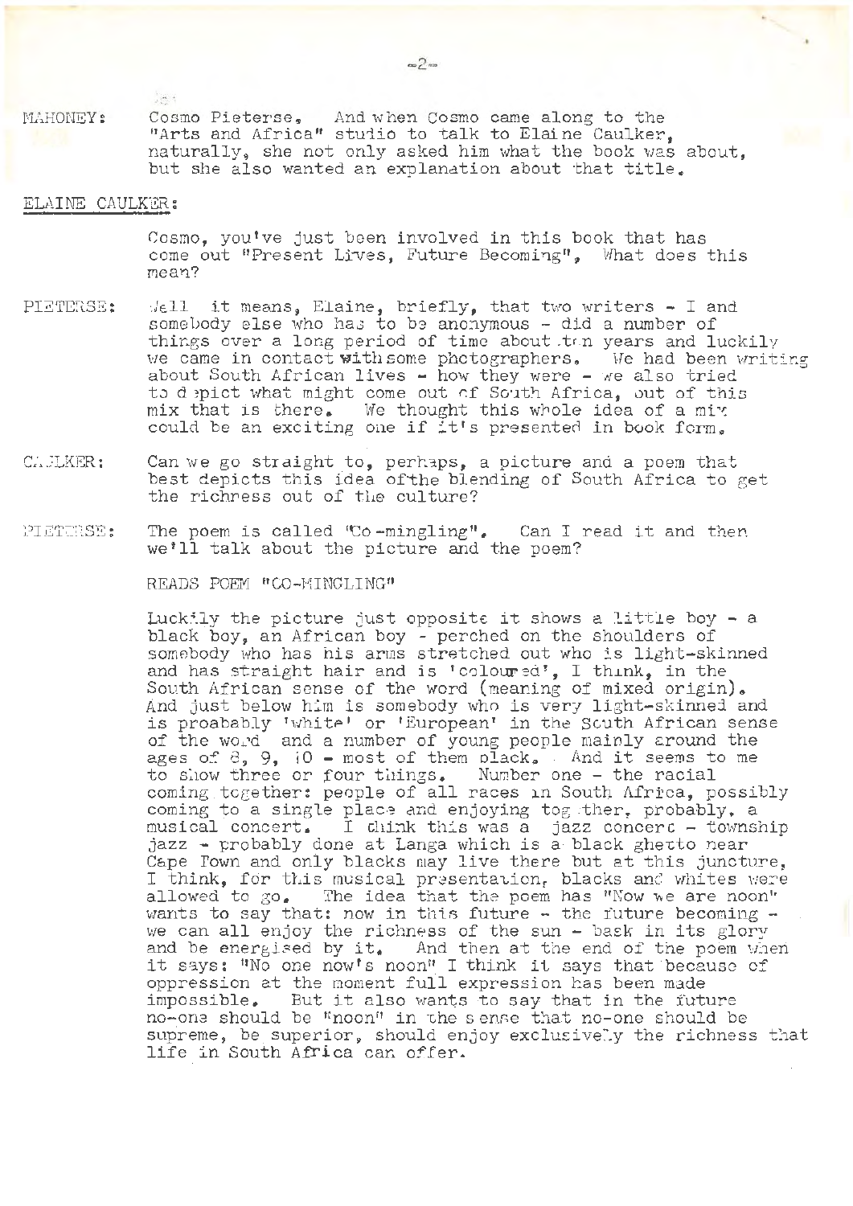MAHONEY: Cosmo Pieterse. And when Cosmo came along to the "Arts and Africa" studio to talk to Elaine Caulker, naturally, she not only asked him what the book was about, but she also wanted an explanation about that title.

ELAINE CAULKER:

Cosmo, you've just been involved in this book that has come out "Present Lives, Future Becoming". What does this mean?

PIETERSE: Well it means, Elaine, briefly, that two writers - I and somebody else who has to be anonymous - did a number of things over a long period of time about ten years and luckily we came in contact with some photographers. We had been writing about South African lives - how they were - we also tried to depict what might come out of South Africa, out of this mix that is there. We thought this whole idea of a mix could be an exciting one if it's presented in book form.

CAULKER: Can we go straight to, perhaps, a picture and a poem that best depicts this idea of the blending of South Africa to get the richness out of the culture?

PIETERSE: The poem is called "Co-mingling". Can I read it and then we'll talk about the picture and the poem?

READS POEM "CO-MINGLING"

Luckily the picture just opposite it shows a little boy - a black boy, an African boy - perched on the shoulders of somebody who has his arms stretched out who is light-skinned and has straight hair and is 'coloured', I think, in the South African sense of the word (meaning of mixed origin). And just below him is somebody who is very light-skinned and is proabably 'white' or 'European' in the South African sense of the word and a number of young people mainly around the ages of 8, 9, 10 - most of them black. And it seems to me to show three or four things. Number one - the racial coming together: people of all races in South Africa, possibly coming to a single place and enjoying together, probably, a musical concert. I think this was a jazz concert - township jazz - probably done at Langa which is a black ghetto near Cape Town and only blacks may live there but at this juncture, I think, for this musical presentation, blacks and whites were allowed to go. The idea that the poem has "Now we are noon" wants to say that: now in this future - the future becoming - we can all enjoy the richness of the sun - bask in its glory and be energised by it. And then at the end of the poem when it says: "No one now's noon" I think it says that because of oppression at the moment full expression has been made impossible. But it also wants to say that in the future no-one should be "noon" in the sense that no-one should be supreme, be superior, should enjoy exclusively the richness that life in South Africa can offer.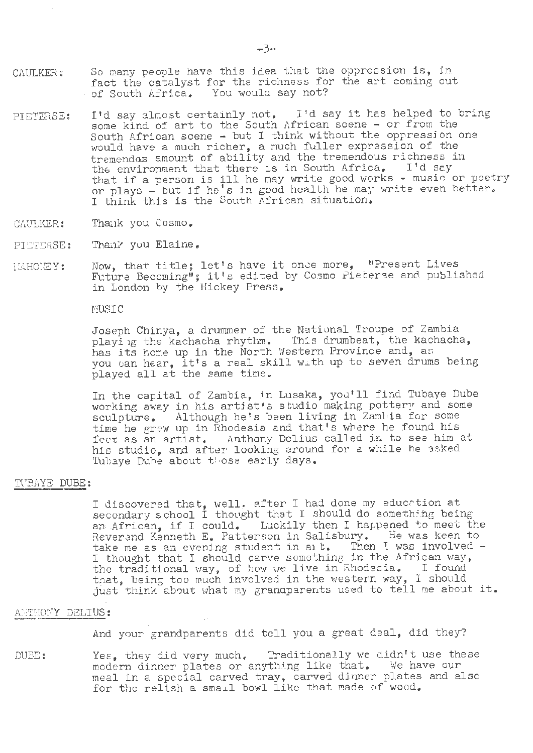CAULKER: So many people have this idea that the oppression is, in fact the catalyst for the richness for the art coming out of South Africa. You would say not?

PIETERSE: I'd say almost certainly not. I'd say it has helped to bring some kind of art to the South African scene - or from the South African scene - but I think without the oppression one would have a much richer, a much fuller expression of the tremendous amount of ability and the tremendous richness in the environment that there is in South Africa. I'd say that if a person is ill he may write good works - music or poetry or plays - but if he's in good health he may write even better. I think this is the South African situation.

CAULKER: Thank you Cosmo.

PIETERSE: Thank you Elaine.

MAHONEY: Now, that title; let's have it once more, "Present Lives Future Becoming"; it's edited by Cosmo Pieterse and published in London by the Hickey Press.

MUSIC

Joseph Chinya, a drummer of the National Troupe of Zambia playing the kachacha rhythm. This drumbeat, the kachacha, has its home up in the North Western Province and, as you can hear, it's a real skill with up to seven drums being played all at the same time.

In the capital of Zambia, in Lusaka, you'll find Tubaye Dube working away in his artist's studio making pottery and some sculpture. Although he's been living in Zambia for some time he grew up in Rhodesia and that's where he found his feet as an artist. Anthony Delius called in to see him at his studio, and after looking around for a while he asked Tubaye Dube about those early days.

TUBAYE DUBE:

I discovered that, well, after I had done my education at secondary school I thought that I should do something being an African, if I could. Luckily then I happened to meet the Reverend Kenneth E. Patterson in Salisbury. He was keen to take me as an evening student in art. Then I was involved - I thought that I should carve something in the African way, the traditional way, of how we live in Rhodesia. I found that, being too much involved in the western way, I should just think about what my grandparents used to tell me about it.

ANTHONY DELIUS:

And your grandparents did tell you a great deal, did they?

DUBE: Yes, they did very much. Traditionally we didn't use these modern dinner plates or anything like that. We have our meal in a special carved tray, carved dinner plates and also for the relish a small bowl like that made of wood.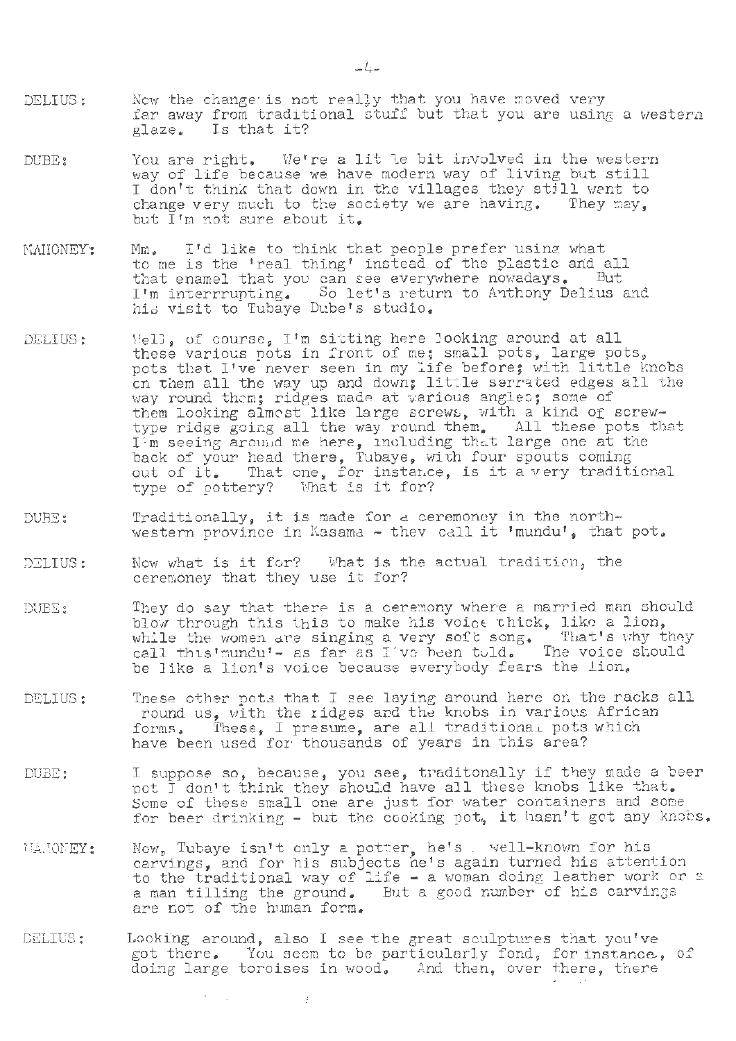DELIUS: Now the change is not really that you have moved very far away from traditional stuff but that you are using a western glaze. Is that it?

DUBE: You are right. We're a lit le bit involved in the western way of life because we have modern way of living but still I don't think that down in the villages they still want to change very much to the society we are having. They may, but I'm not sure about it.

MAHONEY: Mm. I'd like to think that people prefer using what to me is the 'real thing' instead of the plastic and all that enamel that you can see everywhere nowadays. But I'm interrrupting. So let's return to Anthony Delius and his visit to Tubaye Dube's studio.

DELIUS: Well, of course, I'm sitting here looking around at all these various pots in front of me; small pots, large pots, pots that I've never seen in my life before; with little knobs on them all the way up and down; little serrated edges all the way round them; ridges made at various angles; some of them looking almost like large screws, with a kind of screw-type ridge going all the way round them. All these pots that I'm seeing around me here, including that large one at the back of your head there, Tubaye, with four spouts coming out of it. That one, for instance, is it a very traditional type of pottery? What is it for?

DUBE: Traditionally, it is made for a ceremoney in the north-western province in Kasama - they call it 'mundu', that pot.

DELIUS: Now what is it for? What is the actual tradition, the ceremoney that they use it for?

DUBE: They do say that there is a ceremony where a married man should blow through this this to make his voice thick, like a lion, while the women are singing a very soft song. That's why they call this'mundu'- as far as I've been told. The voice should be like a lion's voice because everybody fears the lion.

DELIUS: These other pots that I see laying around here on the racks all round us, with the ridges and the knobs in various African forms. These, I presume, are all traditional pots which have been used for thousands of years in this area?

DUBE: I suppose so, because, you see, traditonally if they made a beer pot I don't think they should have all these knobs like that. Some of these small one are just for water containers and some for beer drinking - but the cooking pot, it hasn't got any knobs.

MAHONEY: Now, Tubaye isn't only a potter, he's well-known for his carvings, and for his subjects he's again turned his attention to the traditional way of life - a woman doing leather work or a a man tilling the ground. But a good number of his carvings are not of the human form.

DELIUS: Looking around, also I see the great sculptures that you've got there. You seem to be particularly fond, for instance, of doing large toroises in wood. And then, over there, there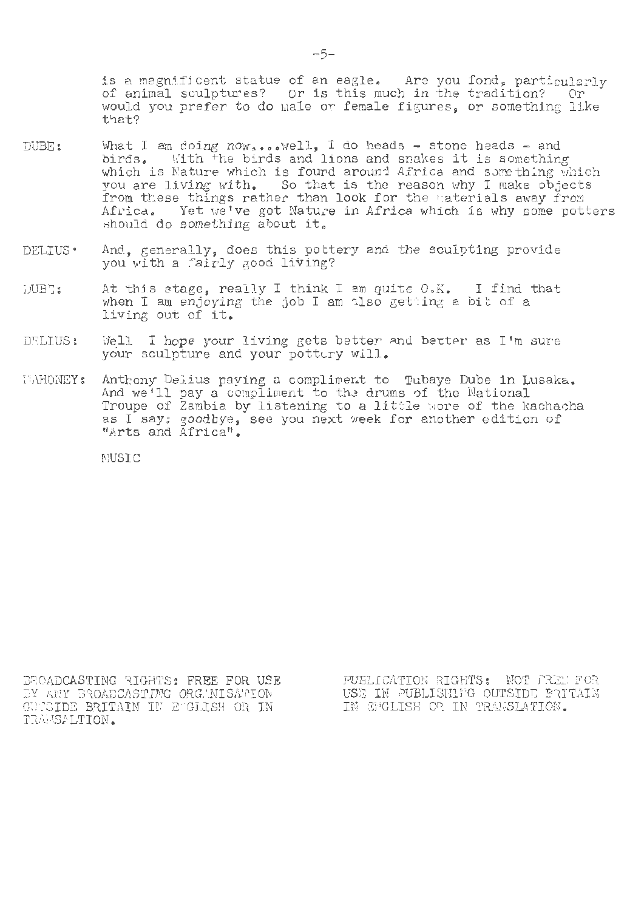is a magnificent statue of an eagle. Are you fond, particularly of animal sculptures? Or is this much in the tradition? Or would you prefer to do male or female figures, or something like that?

DUBE: What I am doing now.....well, I do heads - stone heads - and birds. With the birds and lions and snakes it is something which is Nature which is found around Africa and something which you are living with. So that is the reason why I make objects from these things rather than look for the materials away from Africa. Yet we've got Nature in Africa which is why some potters should do something about it.

DELIUS: And, generally, does this pottery and the sculpting provide you with a fairly good living?

DUBE: At this stage, really I think I am quite O.K. I find that when I am enjoying the job I am also getting a bit of a living out of it.

DELIUS: Well I hope your living gets better and better as I'm sure your sculpture and your pottery will.

MAHONEY: Anthony Delius paying a compliment to Tubaye Dube in Lusaka. And we'll pay a compliment to the drums of the National Troupe of Zambia by listening to a little more of the kachacha as I say; goodbye, see you next week for another edition of "Arts and Africa".

MUSIC

BROADCASTING RIGHTS: FREE FOR USE BY ANY BROADCASTING ORGANISATION OUTSIDE BRITAIN IN ENGLISH OR IN TRANSALTION.

PUBLICATION RIGHTS: NOT FREE FOR USE IN PUBLISHING OUTSIDE BRITAIN IN ENGLISH OR IN TRANSLATION.